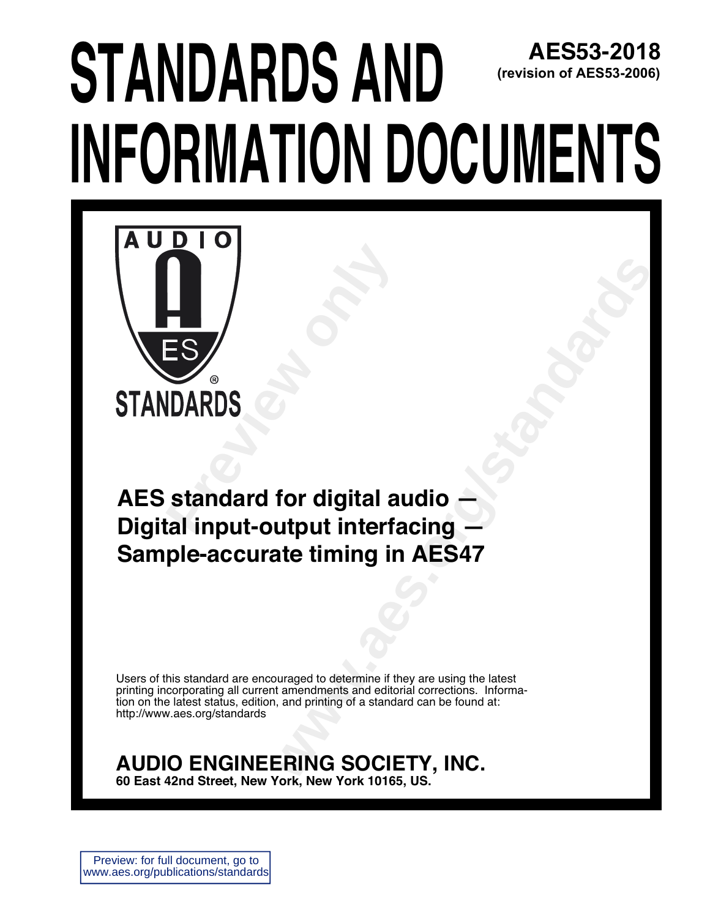# STANDARDS AND INFORMATION DOCUMENTS

**AES53-2018**
**(revision of AES53-2006)**

AUDIO
AES
STANDARDS

## AES standard for digital audio — Digital input-output interfacing — Sample-accurate timing in AES47

Users of this standard are encouraged to determine if they are using the latest printing incorporating all current amendments and editorial corrections. Information on the latest status, edition, and printing of a standard can be found at: http://www.aes.org/standards

**AUDIO ENGINEERING SOCIETY, INC.**
**60 East 42nd Street, New York, New York 10165, US.**

Preview: for full document, go to www.aes.org/publications/standards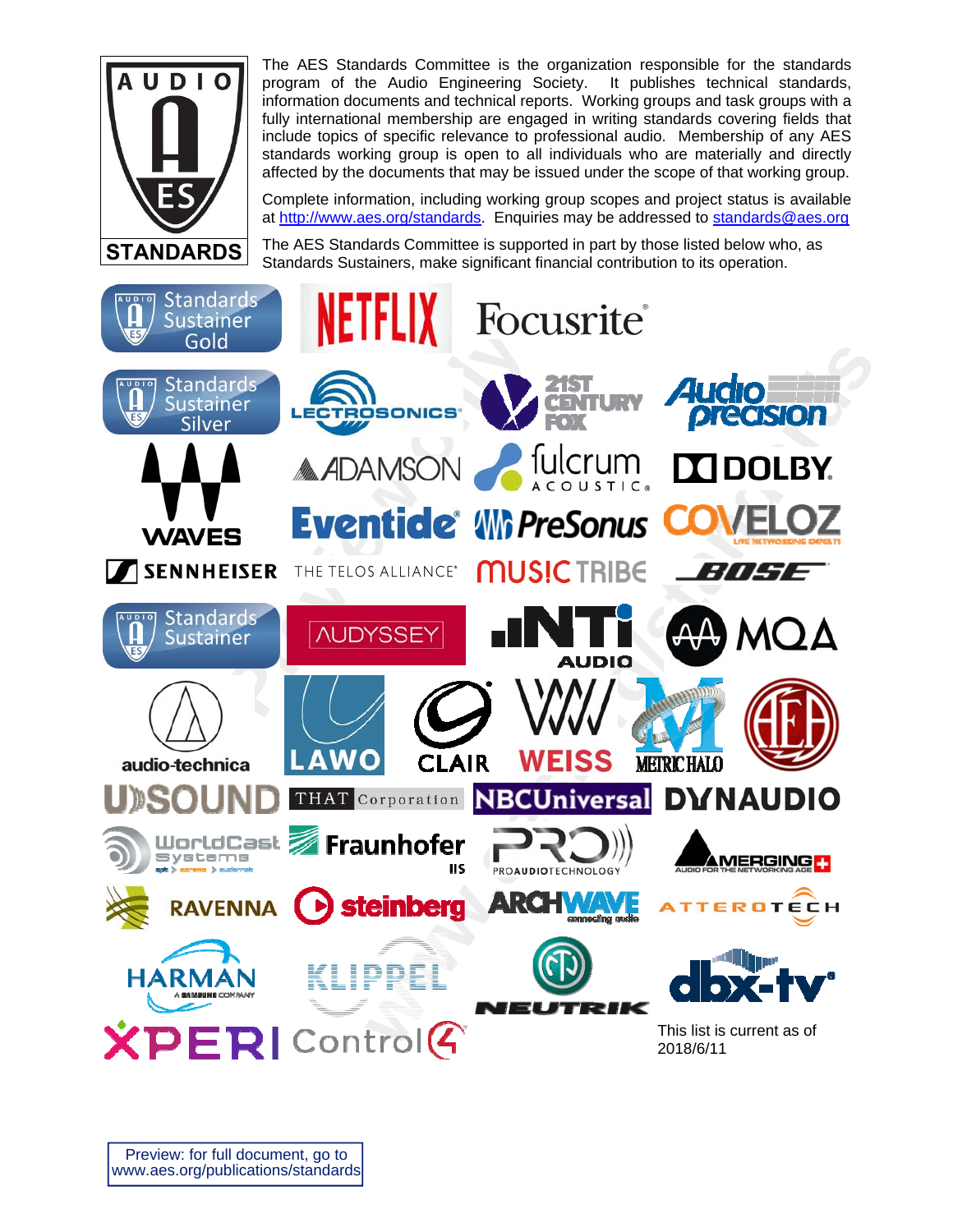The AES Standards Committee is the organization responsible for the standards program of the Audio Engineering Society. It publishes technical standards, information documents and technical reports. Working groups and task groups with a fully international membership are engaged in writing standards covering fields that include topics of specific relevance to professional audio. Membership of any AES standards working group is open to all individuals who are materially and directly affected by the documents that may be issued under the scope of that working group.

Complete information, including working group scopes and project status is available at http://www.aes.org/standards. Enquiries may be addressed to standards@aes.org

The AES Standards Committee is supported in part by those listed below who, as Standards Sustainers, make significant financial contribution to its operation.

**Standards Sustainer Gold**

Netflix, Focusrite

**Standards Sustainer Silver**

Lectrosonics, 21st Century Fox, Audio Precision, Waves, Adamson, Fulcrum Acoustic, Dolby, Eventide, PreSonus, Coveloz, Sennheiser, The Telos Alliance, Music Tribe, Bose

**Standards Sustainer**

Audyssey, NTi Audio, MQA, audio-technica, Lawo, Clair, Weiss, Metric Halo, AEA, UDSound, THAT Corporation, NBCUniversal, Dynaudio, WorldCast Systems, Fraunhofer IIS, Pro Audio Technology, Merging, Ravenna, Steinberg, Archwave, Atterotech, Harman, Klippel, Neutrik, dbx-tv, Xperi, Control4

This list is current as of 2018/6/11

Preview: for full document, go to www.aes.org/publications/standards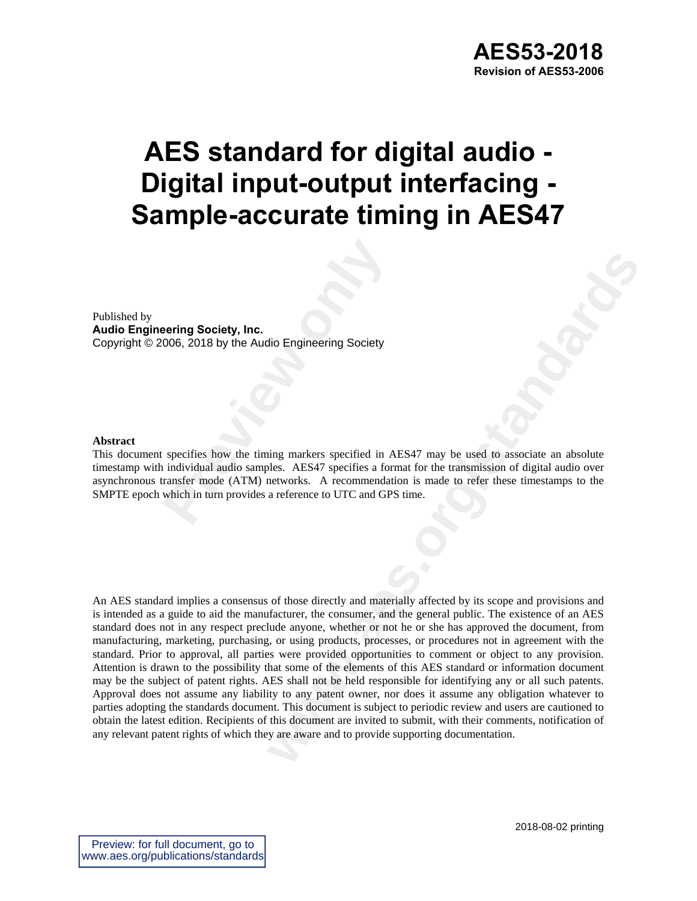**AES53-2018**
**Revision of AES53-2006**

# AES standard for digital audio - Digital input-output interfacing - Sample-accurate timing in AES47

Published by
**Audio Engineering Society, Inc.**
Copyright © 2006, 2018 by the Audio Engineering Society

**Abstract**
This document specifies how the timing markers specified in AES47 may be used to associate an absolute timestamp with individual audio samples. AES47 specifies a format for the transmission of digital audio over asynchronous transfer mode (ATM) networks. A recommendation is made to refer these timestamps to the SMPTE epoch which in turn provides a reference to UTC and GPS time.

An AES standard implies a consensus of those directly and materially affected by its scope and provisions and is intended as a guide to aid the manufacturer, the consumer, and the general public. The existence of an AES standard does not in any respect preclude anyone, whether or not he or she has approved the document, from manufacturing, marketing, purchasing, or using products, processes, or procedures not in agreement with the standard. Prior to approval, all parties were provided opportunities to comment or object to any provision. Attention is drawn to the possibility that some of the elements of this AES standard or information document may be the subject of patent rights. AES shall not be held responsible for identifying any or all such patents. Approval does not assume any liability to any patent owner, nor does it assume any obligation whatever to parties adopting the standards document. This document is subject to periodic review and users are cautioned to obtain the latest edition. Recipients of this document are invited to submit, with their comments, notification of any relevant patent rights of which they are aware and to provide supporting documentation.

2018-08-02 printing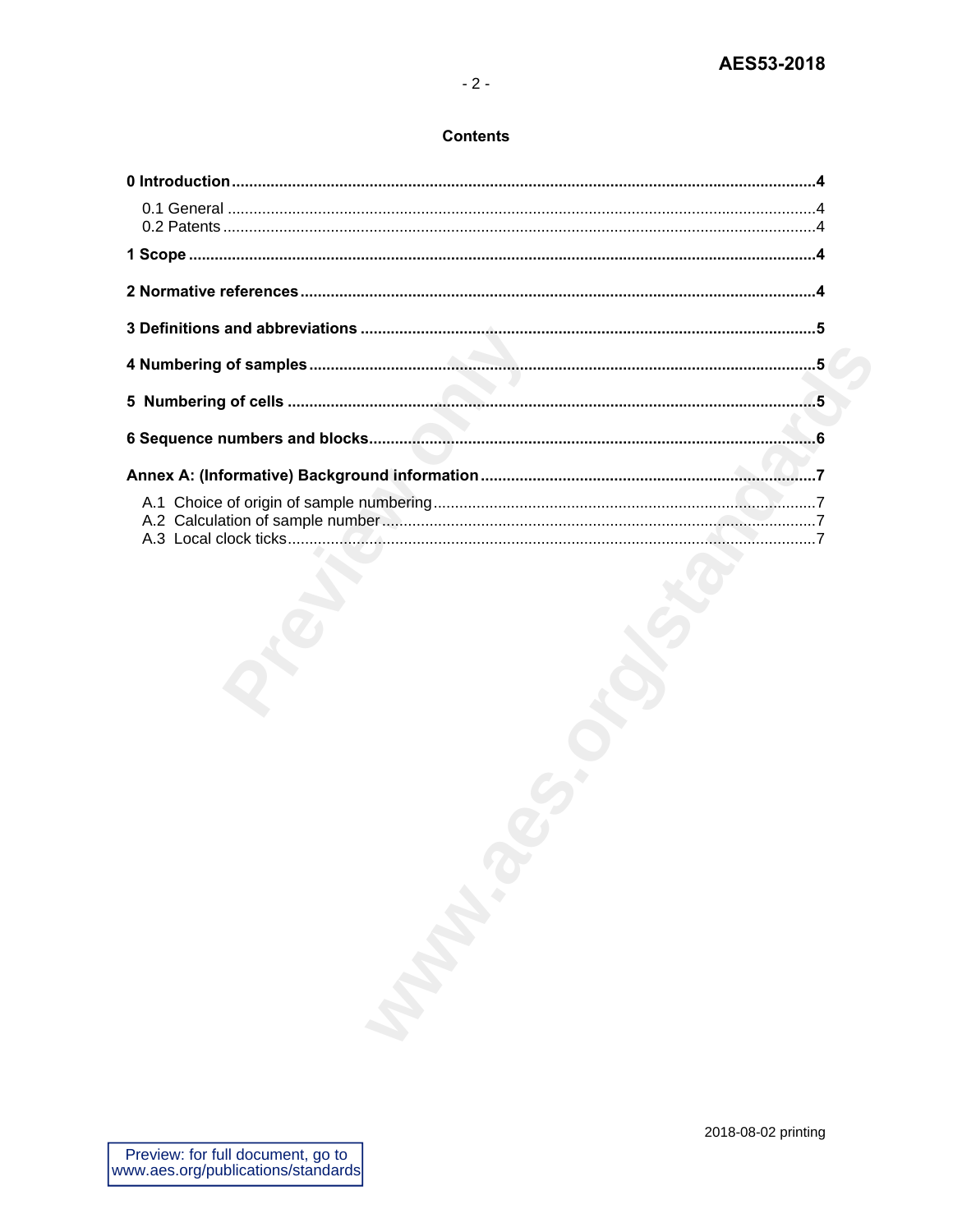## Contents

**0 Introduction** .......... 4

- 0.1 General .......... 4
- 0.2 Patents .......... 4

**1 Scope** .......... 4

**2 Normative references** .......... 4

**3 Definitions and abbreviations** .......... 5

**4 Numbering of samples** .......... 5

**5 Numbering of cells** .......... 5

**6 Sequence numbers and blocks** .......... 6

**Annex A: (Informative) Background information** .......... 7

- A.1 Choice of origin of sample numbering .......... 7
- A.2 Calculation of sample number .......... 7
- A.3 Local clock ticks .......... 7

2018-08-02 printing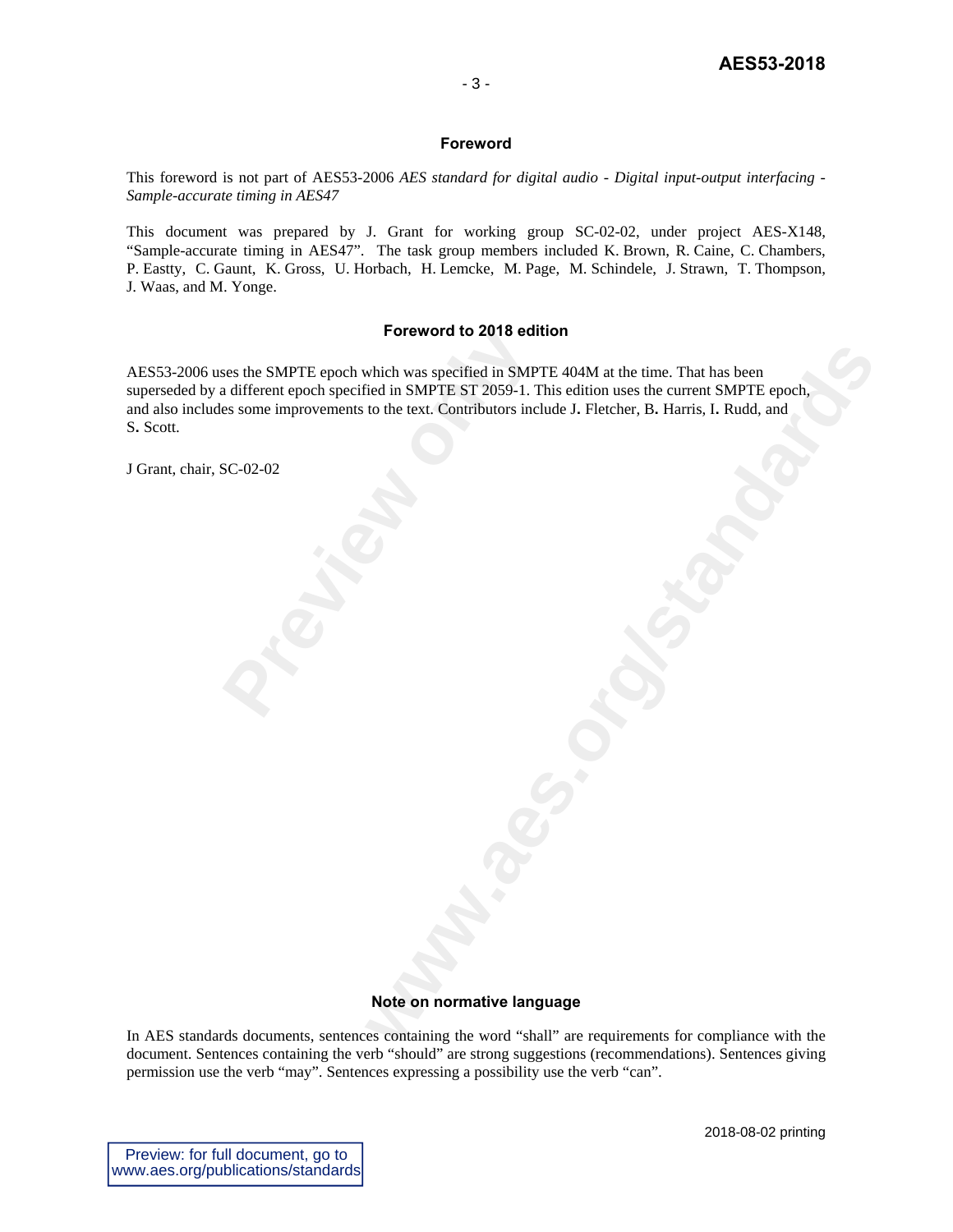## Foreword

This foreword is not part of AES53-2006 *AES standard for digital audio - Digital input-output interfacing - Sample-accurate timing in AES47*

This document was prepared by J. Grant for working group SC-02-02, under project AES-X148, "Sample-accurate timing in AES47". The task group members included K. Brown, R. Caine, C. Chambers, P. Eastty, C. Gaunt, K. Gross, U. Horbach, H. Lemcke, M. Page, M. Schindele, J. Strawn, T. Thompson, J. Waas, and M. Yonge.

## Foreword to 2018 edition

AES53-2006 uses the SMPTE epoch which was specified in SMPTE 404M at the time. That has been superseded by a different epoch specified in SMPTE ST 2059-1. This edition uses the current SMPTE epoch, and also includes some improvements to the text. Contributors include J. Fletcher, B. Harris, I. Rudd, and S. Scott.

J Grant, chair, SC-02-02

## Note on normative language

In AES standards documents, sentences containing the word "shall" are requirements for compliance with the document. Sentences containing the verb "should" are strong suggestions (recommendations). Sentences giving permission use the verb "may". Sentences expressing a possibility use the verb "can".

2018-08-02 printing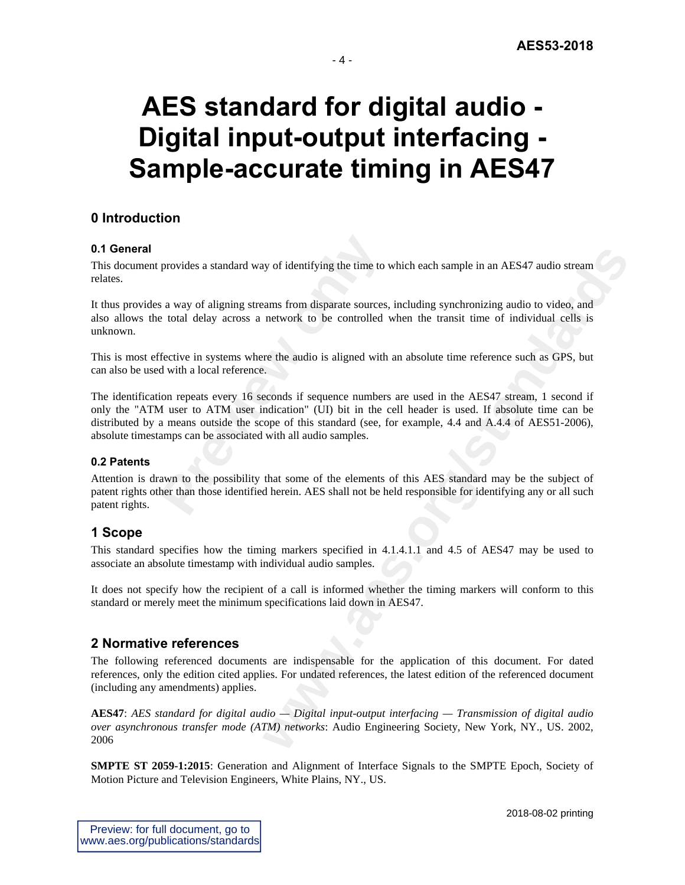# AES standard for digital audio - Digital input-output interfacing - Sample-accurate timing in AES47

## 0 Introduction

### 0.1 General

This document provides a standard way of identifying the time to which each sample in an AES47 audio stream relates.

It thus provides a way of aligning streams from disparate sources, including synchronizing audio to video, and also allows the total delay across a network to be controlled when the transit time of individual cells is unknown.

This is most effective in systems where the audio is aligned with an absolute time reference such as GPS, but can also be used with a local reference.

The identification repeats every 16 seconds if sequence numbers are used in the AES47 stream, 1 second if only the "ATM user to ATM user indication" (UI) bit in the cell header is used. If absolute time can be distributed by a means outside the scope of this standard (see, for example, 4.4 and A.4.4 of AES51-2006), absolute timestamps can be associated with all audio samples.

### 0.2 Patents

Attention is drawn to the possibility that some of the elements of this AES standard may be the subject of patent rights other than those identified herein. AES shall not be held responsible for identifying any or all such patent rights.

## 1 Scope

This standard specifies how the timing markers specified in 4.1.4.1.1 and 4.5 of AES47 may be used to associate an absolute timestamp with individual audio samples.

It does not specify how the recipient of a call is informed whether the timing markers will conform to this standard or merely meet the minimum specifications laid down in AES47.

## 2 Normative references

The following referenced documents are indispensable for the application of this document. For dated references, only the edition cited applies. For undated references, the latest edition of the referenced document (including any amendments) applies.

**AES47**: *AES standard for digital audio — Digital input-output interfacing — Transmission of digital audio over asynchronous transfer mode (ATM) networks*: Audio Engineering Society, New York, NY., US. 2002, 2006

**SMPTE ST 2059-1:2015**: Generation and Alignment of Interface Signals to the SMPTE Epoch, Society of Motion Picture and Television Engineers, White Plains, NY., US.